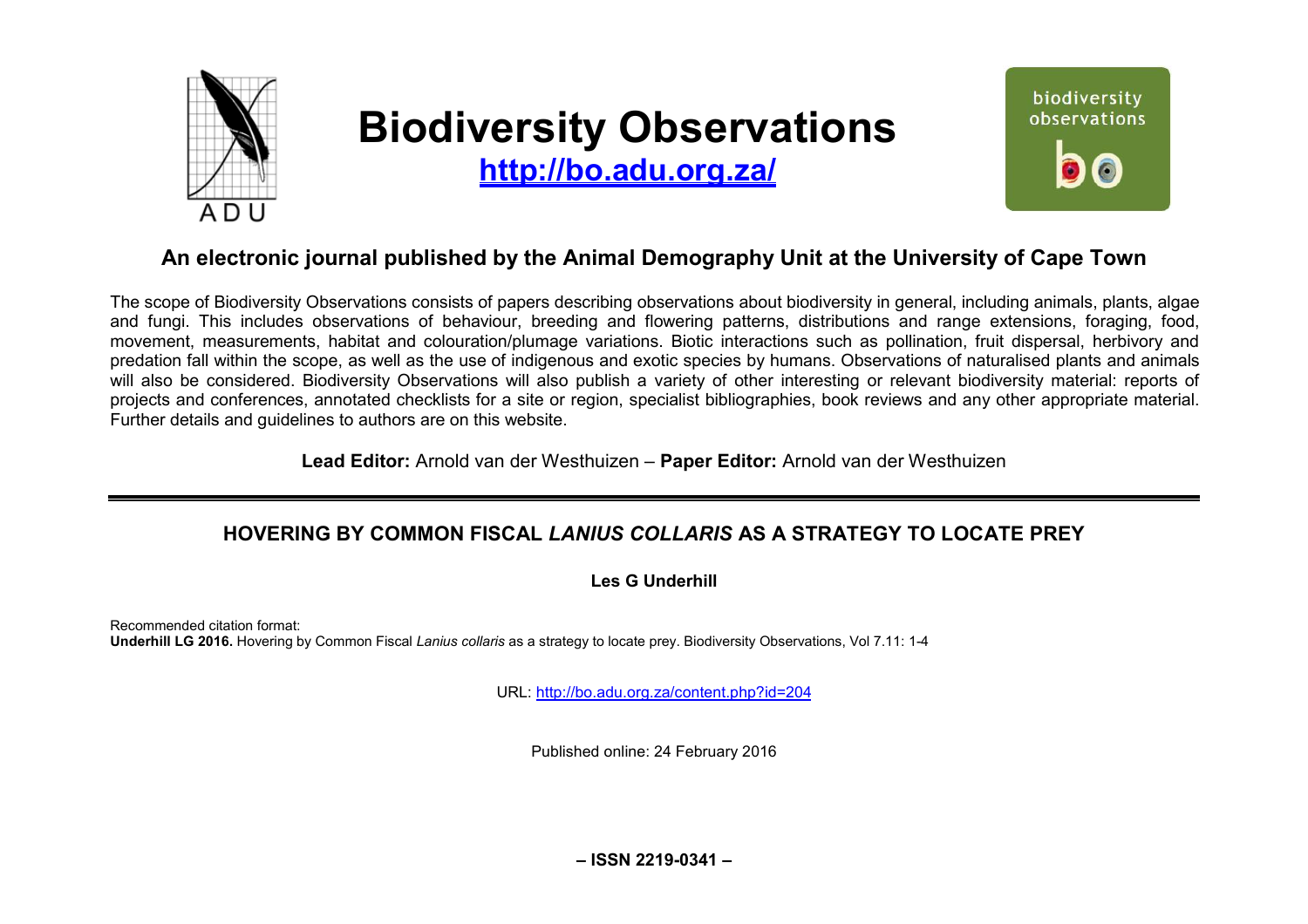# Biodiversity Observations

**http://bo.adu.org.za/**

## An electronic journal published by the Animal Demography Unit at the University of Cape Town

The scope of Biodiversity Observations consists of papers describing observations about biodiversity in general, including animals, plants, algae and fungi. This includes observations of behaviour, breeding and flowering patterns, distributions and range extensions, foraging, food, movement, measurements, habitat and colouration/plumage variations. Biotic interactions such as pollination, fruit dispersal, herbivory and predation fall within the scope, as well as the use of indigenous and exotic species by humans. Observations of naturalised plants and animals will also be considered. Biodiversity Observations will also publish a variety of other interesting or relevant biodiversity material: reports of projects and conferences, annotated checklists for a site or region, specialist bibliographies, book reviews and any other appropriate material. Further details and guidelines to authors are on this website.

**Lead Editor:** Arnold van der Westhuizen – **Paper Editor:** Arnold van der Westhuizen

---

## HOVERING BY COMMON FISCAL *LANIUS COLLARIS* AS A STRATEGY TO LOCATE PREY

**Les G Underhill**

Recommended citation format:
**Underhill LG 2016.** Hovering by Common Fiscal *Lanius collaris* as a strategy to locate prey. Biodiversity Observations, Vol 7.11: 1-4

URL: http://bo.adu.org.za/content.php?id=204

Published online: 24 February 2016

**– ISSN 2219-0341 –**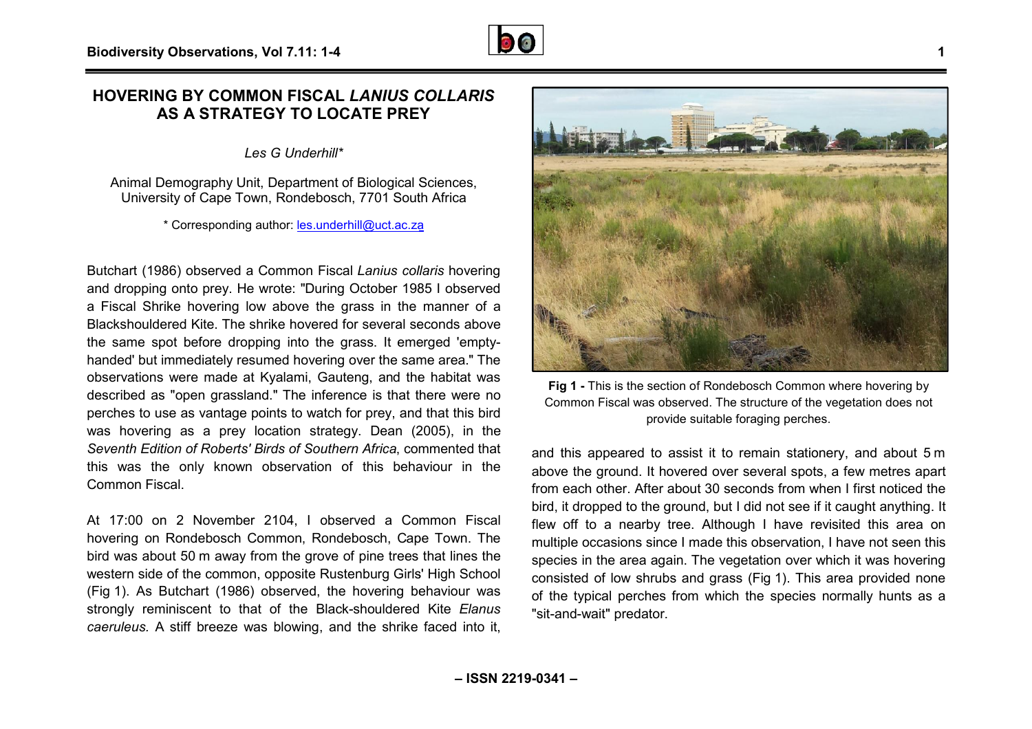# HOVERING BY COMMON FISCAL *LANIUS COLLARIS* AS A STRATEGY TO LOCATE PREY

*Les G Underhill**

Animal Demography Unit, Department of Biological Sciences, University of Cape Town, Rondebosch, 7701 South Africa

* Corresponding author: les.underhill@uct.ac.za

Butchart (1986) observed a Common Fiscal *Lanius collaris* hovering and dropping onto prey. He wrote: "During October 1985 I observed a Fiscal Shrike hovering low above the grass in the manner of a Blackshouldered Kite. The shrike hovered for several seconds above the same spot before dropping into the grass. It emerged 'empty-handed' but immediately resumed hovering over the same area." The observations were made at Kyalami, Gauteng, and the habitat was described as "open grassland." The inference is that there were no perches to use as vantage points to watch for prey, and that this bird was hovering as a prey location strategy. Dean (2005), in the *Seventh Edition of Roberts' Birds of Southern Africa*, commented that this was the only known observation of this behaviour in the Common Fiscal.

At 17:00 on 2 November 2104, I observed a Common Fiscal hovering on Rondebosch Common, Rondebosch, Cape Town. The bird was about 50 m away from the grove of pine trees that lines the western side of the common, opposite Rustenburg Girls' High School (Fig 1). As Butchart (1986) observed, the hovering behaviour was strongly reminiscent to that of the Black-shouldered Kite *Elanus caeruleus.* A stiff breeze was blowing, and the shrike faced into it, and this appeared to assist it to remain stationery, and about 5 m above the ground. It hovered over several spots, a few metres apart from each other. After about 30 seconds from when I first noticed the bird, it dropped to the ground, but I did not see if it caught anything. It flew off to a nearby tree. Although I have revisited this area on multiple occasions since I made this observation, I have not seen this species in the area again. The vegetation over which it was hovering consisted of low shrubs and grass (Fig 1). This area provided none of the typical perches from which the species normally hunts as a "sit-and-wait" predator.

**Fig 1 -** This is the section of Rondebosch Common where hovering by Common Fiscal was observed. The structure of the vegetation does not provide suitable foraging perches.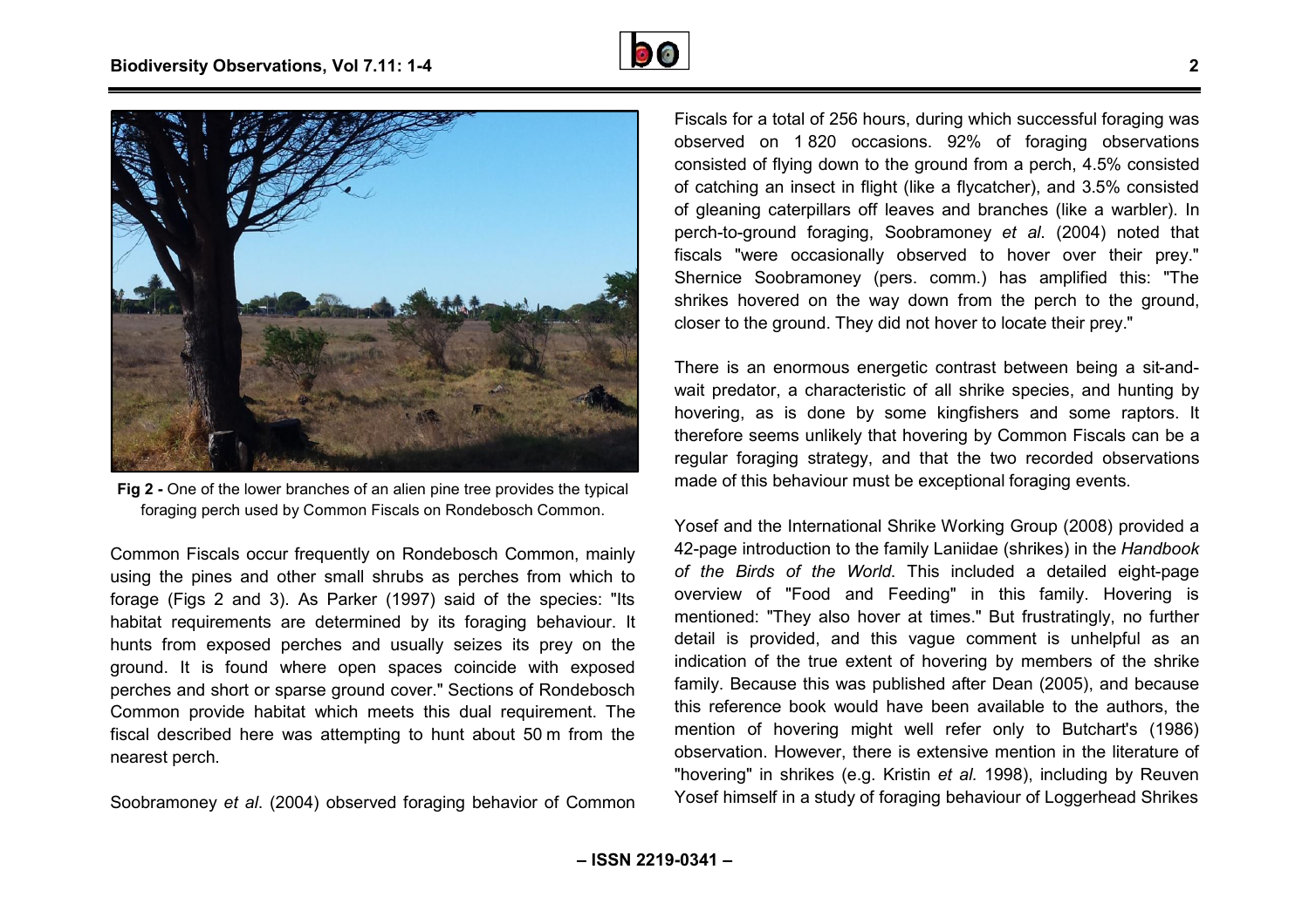Fig 2 - One of the lower branches of an alien pine tree provides the typical foraging perch used by Common Fiscals on Rondebosch Common.

Common Fiscals occur frequently on Rondebosch Common, mainly using the pines and other small shrubs as perches from which to forage (Figs 2 and 3). As Parker (1997) said of the species: "Its habitat requirements are determined by its foraging behaviour. It hunts from exposed perches and usually seizes its prey on the ground. It is found where open spaces coincide with exposed perches and short or sparse ground cover." Sections of Rondebosch Common provide habitat which meets this dual requirement. The fiscal described here was attempting to hunt about 50 m from the nearest perch.

Soobramoney *et al*. (2004) observed foraging behavior of Common Fiscals for a total of 256 hours, during which successful foraging was observed on 1 820 occasions. 92% of foraging observations consisted of flying down to the ground from a perch, 4.5% consisted of catching an insect in flight (like a flycatcher), and 3.5% consisted of gleaning caterpillars off leaves and branches (like a warbler). In perch-to-ground foraging, Soobramoney *et al*. (2004) noted that fiscals "were occasionally observed to hover over their prey." Shernice Soobramoney (pers. comm.) has amplified this: "The shrikes hovered on the way down from the perch to the ground, closer to the ground. They did not hover to locate their prey."

There is an enormous energetic contrast between being a sit-and-wait predator, a characteristic of all shrike species, and hunting by hovering, as is done by some kingfishers and some raptors. It therefore seems unlikely that hovering by Common Fiscals can be a regular foraging strategy, and that the two recorded observations made of this behaviour must be exceptional foraging events.

Yosef and the International Shrike Working Group (2008) provided a 42-page introduction to the family Laniidae (shrikes) in the *Handbook of the Birds of the World*. This included a detailed eight-page overview of "Food and Feeding" in this family. Hovering is mentioned: "They also hover at times." But frustratingly, no further detail is provided, and this vague comment is unhelpful as an indication of the true extent of hovering by members of the shrike family. Because this was published after Dean (2005), and because this reference book would have been available to the authors, the mention of hovering might well refer only to Butchart's (1986) observation. However, there is extensive mention in the literature of "hovering" in shrikes (e.g. Kristin *et al.* 1998), including by Reuven Yosef himself in a study of foraging behaviour of Loggerhead Shrikes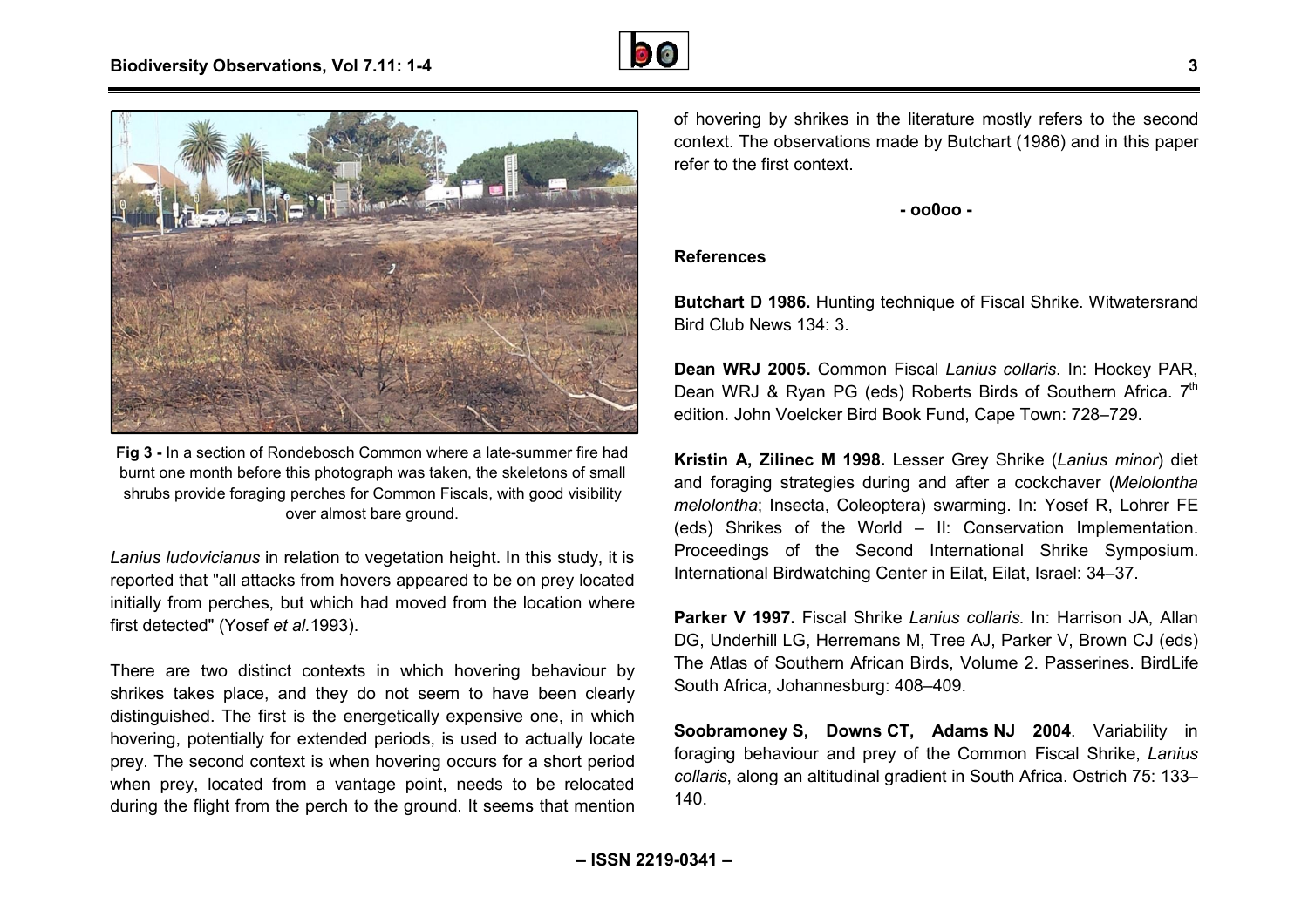Fig 3 - In a section of Rondebosch Common where a late-summer fire had burnt one month before this photograph was taken, the skeletons of small shrubs provide foraging perches for Common Fiscals, with good visibility over almost bare ground.

*Lanius ludovicianus* in relation to vegetation height. In this study, it is reported that "all attacks from hovers appeared to be on prey located initially from perches, but which had moved from the location where first detected" (Yosef *et al.*1993).

There are two distinct contexts in which hovering behaviour by shrikes takes place, and they do not seem to have been clearly distinguished. The first is the energetically expensive one, in which hovering, potentially for extended periods, is used to actually locate prey. The second context is when hovering occurs for a short period when prey, located from a vantage point, needs to be relocated during the flight from the perch to the ground. It seems that mention of hovering by shrikes in the literature mostly refers to the second context. The observations made by Butchart (1986) and in this paper refer to the first context.

- oo0oo -

## References

**Butchart D 1986.** Hunting technique of Fiscal Shrike. Witwatersrand Bird Club News 134: 3.

**Dean WRJ 2005.** Common Fiscal *Lanius collaris*. In: Hockey PAR, Dean WRJ & Ryan PG (eds) Roberts Birds of Southern Africa. 7th edition. John Voelcker Bird Book Fund, Cape Town: 728–729.

**Kristin A, Zilinec M 1998.** Lesser Grey Shrike (*Lanius minor*) diet and foraging strategies during and after a cockchaver (*Melolontha melolontha*; Insecta, Coleoptera) swarming. In: Yosef R, Lohrer FE (eds) Shrikes of the World – II: Conservation Implementation. Proceedings of the Second International Shrike Symposium. International Birdwatching Center in Eilat, Eilat, Israel: 34–37.

**Parker V 1997.** Fiscal Shrike *Lanius collaris*. In: Harrison JA, Allan DG, Underhill LG, Herremans M, Tree AJ, Parker V, Brown CJ (eds) The Atlas of Southern African Birds, Volume 2. Passerines. BirdLife South Africa, Johannesburg: 408–409.

**Soobramoney S, Downs CT, Adams NJ 2004**. Variability in foraging behaviour and prey of the Common Fiscal Shrike, *Lanius collaris*, along an altitudinal gradient in South Africa. Ostrich 75: 133–140.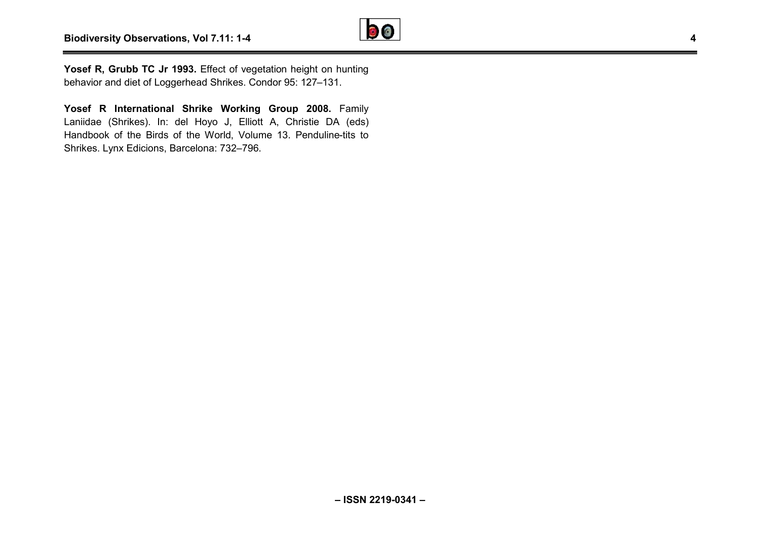**Yosef R, Grubb TC Jr 1993.** Effect of vegetation height on hunting behavior and diet of Loggerhead Shrikes. Condor 95: 127–131.

**Yosef R International Shrike Working Group 2008.** Family Laniidae (Shrikes). In: del Hoyo J, Elliott A, Christie DA (eds) Handbook of the Birds of the World, Volume 13. Penduline-tits to Shrikes. Lynx Edicions, Barcelona: 732–796.